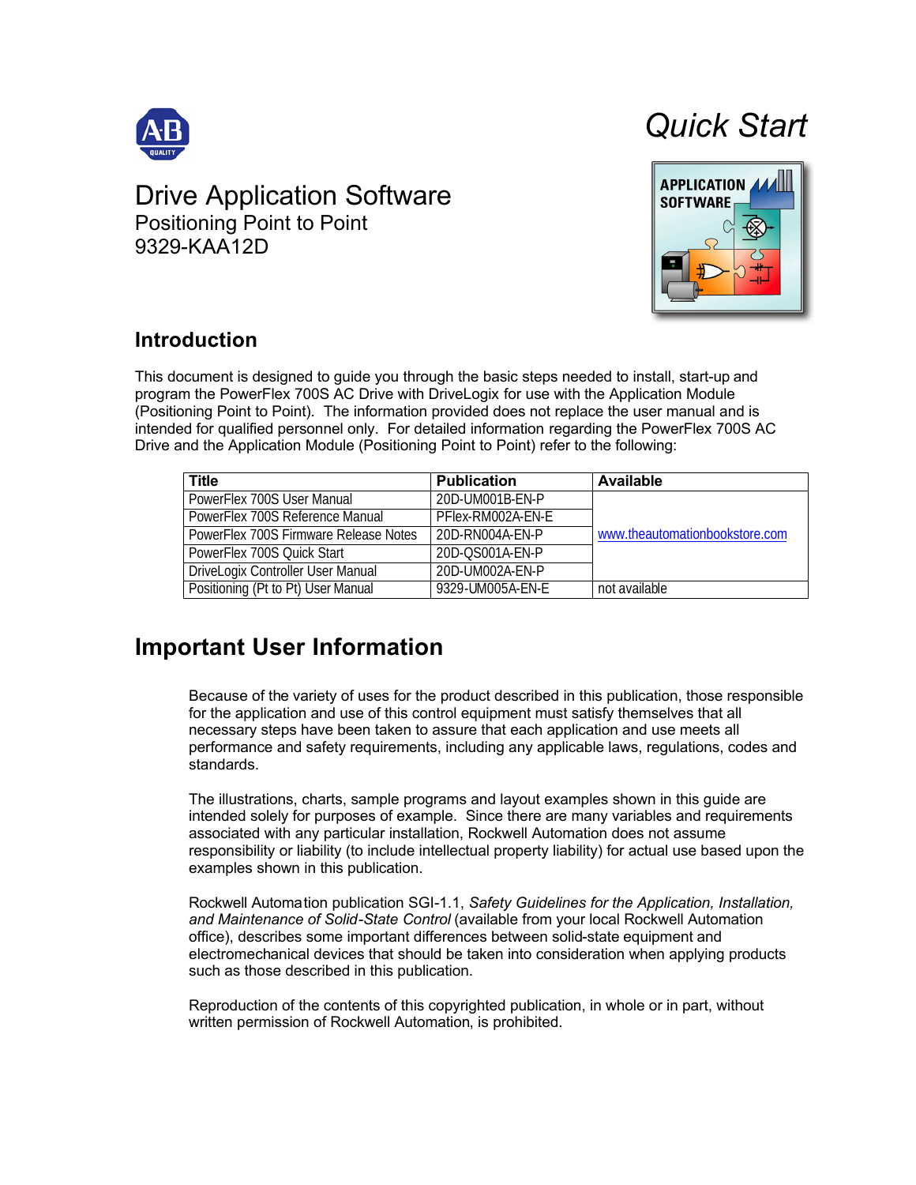Quick Start

# Drive Application Software

Positioning Point to Point
9329-KAA12D

## Introduction

This document is designed to guide you through the basic steps needed to install, start-up and program the PowerFlex 700S AC Drive with DriveLogix for use with the Application Module (Positioning Point to Point). The information provided does not replace the user manual and is intended for qualified personnel only. For detailed information regarding the PowerFlex 700S AC Drive and the Application Module (Positioning Point to Point) refer to the following:

| Title | Publication | Available |
|---|---|---|
| PowerFlex 700S User Manual | 20D-UM001B-EN-P | www.theautomationbookstore.com |
| PowerFlex 700S Reference Manual | PFlex-RM002A-EN-E | |
| PowerFlex 700S Firmware Release Notes | 20D-RN004A-EN-P | |
| PowerFlex 700S Quick Start | 20D-QS001A-EN-P | |
| DriveLogix Controller User Manual | 20D-UM002A-EN-P | |
| Positioning (Pt to Pt) User Manual | 9329-UM005A-EN-E | not available |

## Important User Information

Because of the variety of uses for the product described in this publication, those responsible for the application and use of this control equipment must satisfy themselves that all necessary steps have been taken to assure that each application and use meets all performance and safety requirements, including any applicable laws, regulations, codes and standards.

The illustrations, charts, sample programs and layout examples shown in this guide are intended solely for purposes of example. Since there are many variables and requirements associated with any particular installation, Rockwell Automation does not assume responsibility or liability (to include intellectual property liability) for actual use based upon the examples shown in this publication.

Rockwell Automation publication SGI-1.1, *Safety Guidelines for the Application, Installation, and Maintenance of Solid-State Control* (available from your local Rockwell Automation office), describes some important differences between solid-state equipment and electromechanical devices that should be taken into consideration when applying products such as those described in this publication.

Reproduction of the contents of this copyrighted publication, in whole or in part, without written permission of Rockwell Automation, is prohibited.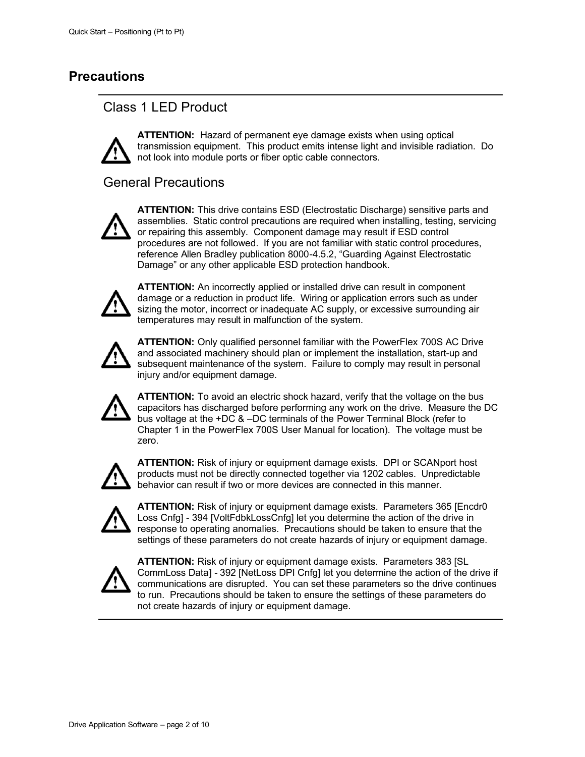# Precautions

## Class 1 LED Product

**ATTENTION:** Hazard of permanent eye damage exists when using optical transmission equipment. This product emits intense light and invisible radiation. Do not look into module ports or fiber optic cable connectors.

## General Precautions

**ATTENTION:** This drive contains ESD (Electrostatic Discharge) sensitive parts and assemblies. Static control precautions are required when installing, testing, servicing or repairing this assembly. Component damage may result if ESD control procedures are not followed. If you are not familiar with static control procedures, reference Allen Bradley publication 8000-4.5.2, "Guarding Against Electrostatic Damage" or any other applicable ESD protection handbook.

**ATTENTION:** An incorrectly applied or installed drive can result in component damage or a reduction in product life. Wiring or application errors such as under sizing the motor, incorrect or inadequate AC supply, or excessive surrounding air temperatures may result in malfunction of the system.

**ATTENTION:** Only qualified personnel familiar with the PowerFlex 700S AC Drive and associated machinery should plan or implement the installation, start-up and subsequent maintenance of the system. Failure to comply may result in personal injury and/or equipment damage.

**ATTENTION:** To avoid an electric shock hazard, verify that the voltage on the bus capacitors has discharged before performing any work on the drive. Measure the DC bus voltage at the +DC & –DC terminals of the Power Terminal Block (refer to Chapter 1 in the PowerFlex 700S User Manual for location). The voltage must be zero.

**ATTENTION:** Risk of injury or equipment damage exists. DPI or SCANport host products must not be directly connected together via 1202 cables. Unpredictable behavior can result if two or more devices are connected in this manner.

**ATTENTION:** Risk of injury or equipment damage exists. Parameters 365 [Encdr0 Loss Cnfg] - 394 [VoltFdbkLossCnfg] let you determine the action of the drive in response to operating anomalies. Precautions should be taken to ensure that the settings of these parameters do not create hazards of injury or equipment damage.

**ATTENTION:** Risk of injury or equipment damage exists. Parameters 383 [SL CommLoss Data] - 392 [NetLoss DPI Cnfg] let you determine the action of the drive if communications are disrupted. You can set these parameters so the drive continues to run. Precautions should be taken to ensure the settings of these parameters do not create hazards of injury or equipment damage.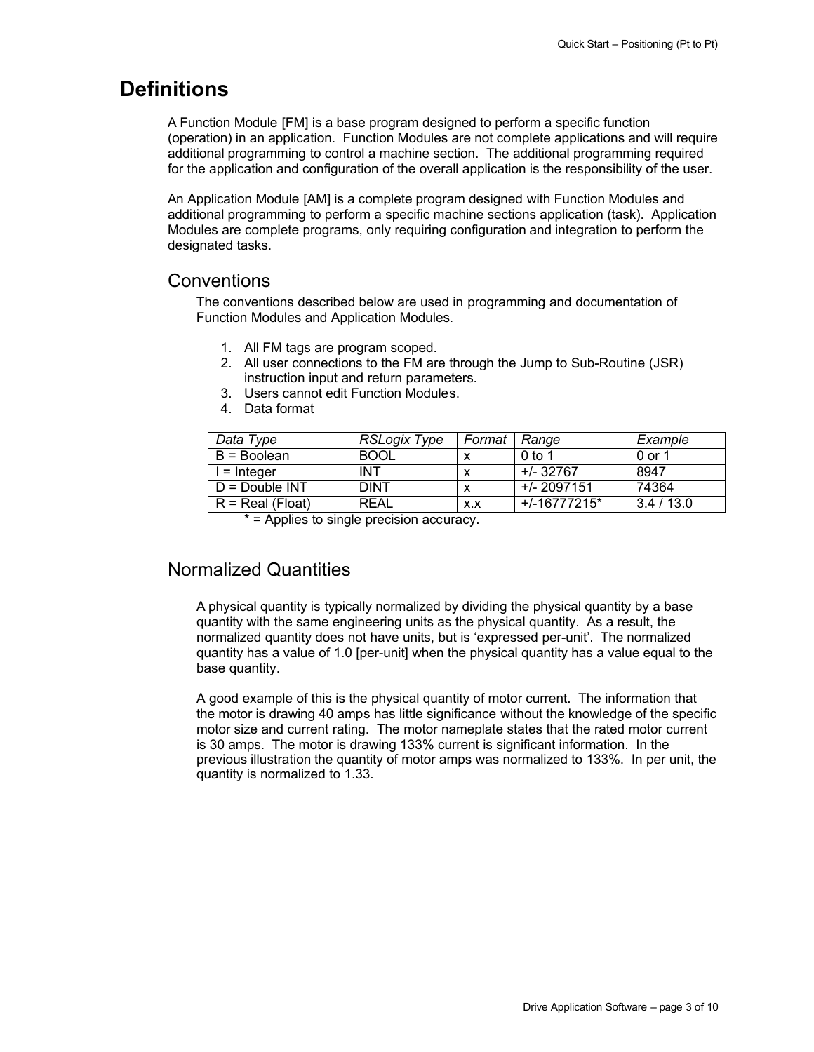# Definitions

A Function Module [FM] is a base program designed to perform a specific function (operation) in an application. Function Modules are not complete applications and will require additional programming to control a machine section. The additional programming required for the application and configuration of the overall application is the responsibility of the user.

An Application Module [AM] is a complete program designed with Function Modules and additional programming to perform a specific machine sections application (task). Application Modules are complete programs, only requiring configuration and integration to perform the designated tasks.

## Conventions

The conventions described below are used in programming and documentation of Function Modules and Application Modules.

1. All FM tags are program scoped.
2. All user connections to the FM are through the Jump to Sub-Routine (JSR) instruction input and return parameters.
3. Users cannot edit Function Modules.
4. Data format

| *Data Type* | *RSLogix Type* | *Format* | *Range* | *Example* |
|---|---|---|---|---|
| B = Boolean | BOOL | x | 0 to 1 | 0 or 1 |
| I = Integer | INT | x | +/- 32767 | 8947 |
| D = Double INT | DINT | x | +/- 2097151 | 74364 |
| R = Real (Float) | REAL | x.x | +/-16777215* | 3.4 / 13.0 |

\* = Applies to single precision accuracy.

## Normalized Quantities

A physical quantity is typically normalized by dividing the physical quantity by a base quantity with the same engineering units as the physical quantity. As a result, the normalized quantity does not have units, but is 'expressed per-unit'. The normalized quantity has a value of 1.0 [per-unit] when the physical quantity has a value equal to the base quantity.

A good example of this is the physical quantity of motor current. The information that the motor is drawing 40 amps has little significance without the knowledge of the specific motor size and current rating. The motor nameplate states that the rated motor current is 30 amps. The motor is drawing 133% current is significant information. In the previous illustration the quantity of motor amps was normalized to 133%. In per unit, the quantity is normalized to 1.33.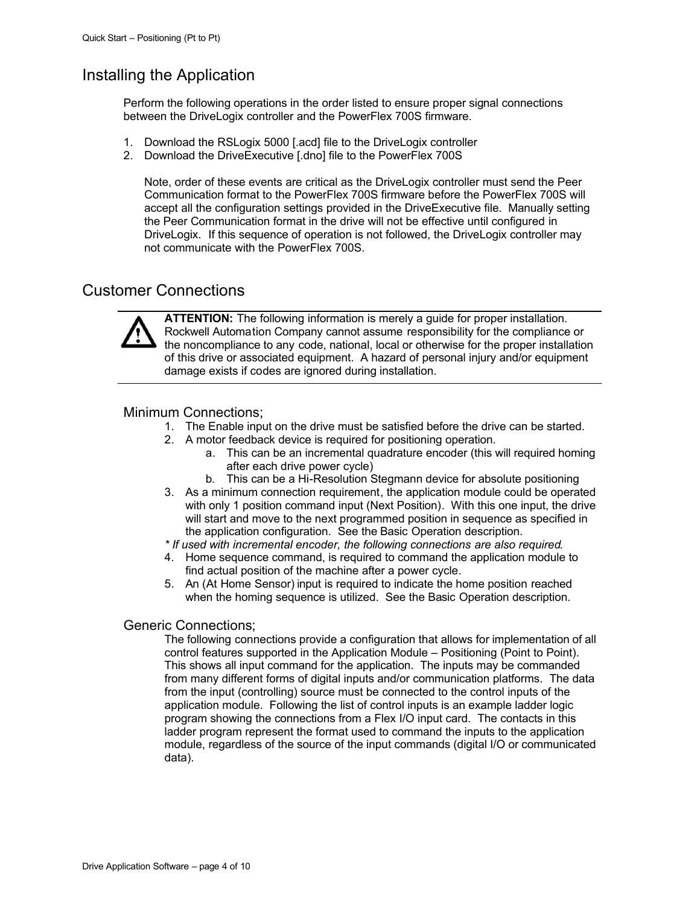# Installing the Application

Perform the following operations in the order listed to ensure proper signal connections between the DriveLogix controller and the PowerFlex 700S firmware.

1. Download the RSLogix 5000 [.acd] file to the DriveLogix controller
2. Download the DriveExecutive [.dno] file to the PowerFlex 700S

   Note, order of these events are critical as the DriveLogix controller must send the Peer Communication format to the PowerFlex 700S firmware before the PowerFlex 700S will accept all the configuration settings provided in the DriveExecutive file. Manually setting the Peer Communication format in the drive will not be effective until configured in DriveLogix. If this sequence of operation is not followed, the DriveLogix controller may not communicate with the PowerFlex 700S.

# Customer Connections

**ATTENTION:** The following information is merely a guide for proper installation. Rockwell Automation Company cannot assume responsibility for the compliance or the noncompliance to any code, national, local or otherwise for the proper installation of this drive or associated equipment. A hazard of personal injury and/or equipment damage exists if codes are ignored during installation.

## Minimum Connections;

1. The Enable input on the drive must be satisfied before the drive can be started.
2. A motor feedback device is required for positioning operation.
   a. This can be an incremental quadrature encoder (this will required homing after each drive power cycle)
   b. This can be a Hi-Resolution Stegmann device for absolute positioning
3. As a minimum connection requirement, the application module could be operated with only 1 position command input (Next Position). With this one input, the drive will start and move to the next programmed position in sequence as specified in the application configuration. See the Basic Operation description.

*\* If used with incremental encoder, the following connections are also required.*

4. Home sequence command, is required to command the application module to find actual position of the machine after a power cycle.
5. An (At Home Sensor) input is required to indicate the home position reached when the homing sequence is utilized. See the Basic Operation description.

## Generic Connections;

The following connections provide a configuration that allows for implementation of all control features supported in the Application Module – Positioning (Point to Point). This shows all input command for the application. The inputs may be commanded from many different forms of digital inputs and/or communication platforms. The data from the input (controlling) source must be connected to the control inputs of the application module. Following the list of control inputs is an example ladder logic program showing the connections from a Flex I/O input card. The contacts in this ladder program represent the format used to command the inputs to the application module, regardless of the source of the input commands (digital I/O or communicated data).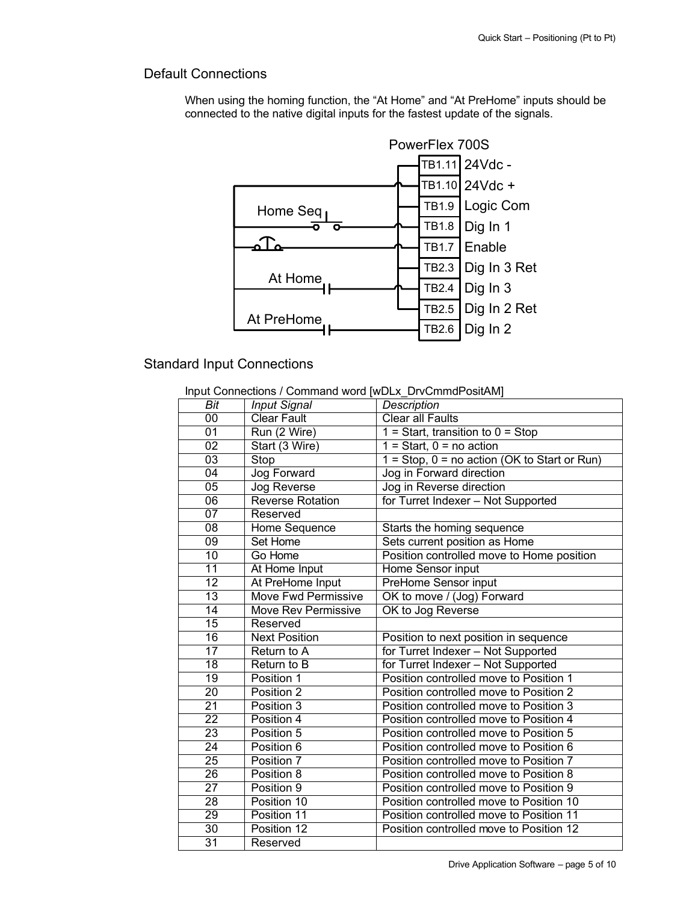## Default Connections

When using the homing function, the “At Home” and “At PreHome” inputs should be connected to the native digital inputs for the fastest update of the signals.

PowerFlex 700S

| Terminal | Signal |
|---|---|
| TB1.11 | 24Vdc - |
| TB1.10 | 24Vdc + |
| TB1.9 | Logic Com |
| TB1.8 | Dig In 1 |
| TB1.7 | Enable |
| TB2.3 | Dig In 3 Ret |
| TB2.4 | Dig In 3 |
| TB2.5 | Dig In 2 Ret |
| TB2.6 | Dig In 2 |

Home Seq — TB1.8 (Dig In 1)
At Home — TB2.4 (Dig In 3)
At PreHome — TB2.6 (Dig In 2)

## Standard Input Connections

Input Connections / Command word [wDLx_DrvCmmdPositAM]

| *Bit* | *Input Signal* | *Description* |
|---|---|---|
| 00 | Clear Fault | Clear all Faults |
| 01 | Run (2 Wire) | 1 = Start, transition to 0 = Stop |
| 02 | Start (3 Wire) | 1 = Start, 0 = no action |
| 03 | Stop | 1 = Stop, 0 = no action (OK to Start or Run) |
| 04 | Jog Forward | Jog in Forward direction |
| 05 | Jog Reverse | Jog in Reverse direction |
| 06 | Reverse Rotation | for Turret Indexer – Not Supported |
| 07 | Reserved | |
| 08 | Home Sequence | Starts the homing sequence |
| 09 | Set Home | Sets current position as Home |
| 10 | Go Home | Position controlled move to Home position |
| 11 | At Home Input | Home Sensor input |
| 12 | At PreHome Input | PreHome Sensor input |
| 13 | Move Fwd Permissive | OK to move / (Jog) Forward |
| 14 | Move Rev Permissive | OK to Jog Reverse |
| 15 | Reserved | |
| 16 | Next Position | Position to next position in sequence |
| 17 | Return to A | for Turret Indexer – Not Supported |
| 18 | Return to B | for Turret Indexer – Not Supported |
| 19 | Position 1 | Position controlled move to Position 1 |
| 20 | Position 2 | Position controlled move to Position 2 |
| 21 | Position 3 | Position controlled move to Position 3 |
| 22 | Position 4 | Position controlled move to Position 4 |
| 23 | Position 5 | Position controlled move to Position 5 |
| 24 | Position 6 | Position controlled move to Position 6 |
| 25 | Position 7 | Position controlled move to Position 7 |
| 26 | Position 8 | Position controlled move to Position 8 |
| 27 | Position 9 | Position controlled move to Position 9 |
| 28 | Position 10 | Position controlled move to Position 10 |
| 29 | Position 11 | Position controlled move to Position 11 |
| 30 | Position 12 | Position controlled move to Position 12 |
| 31 | Reserved | |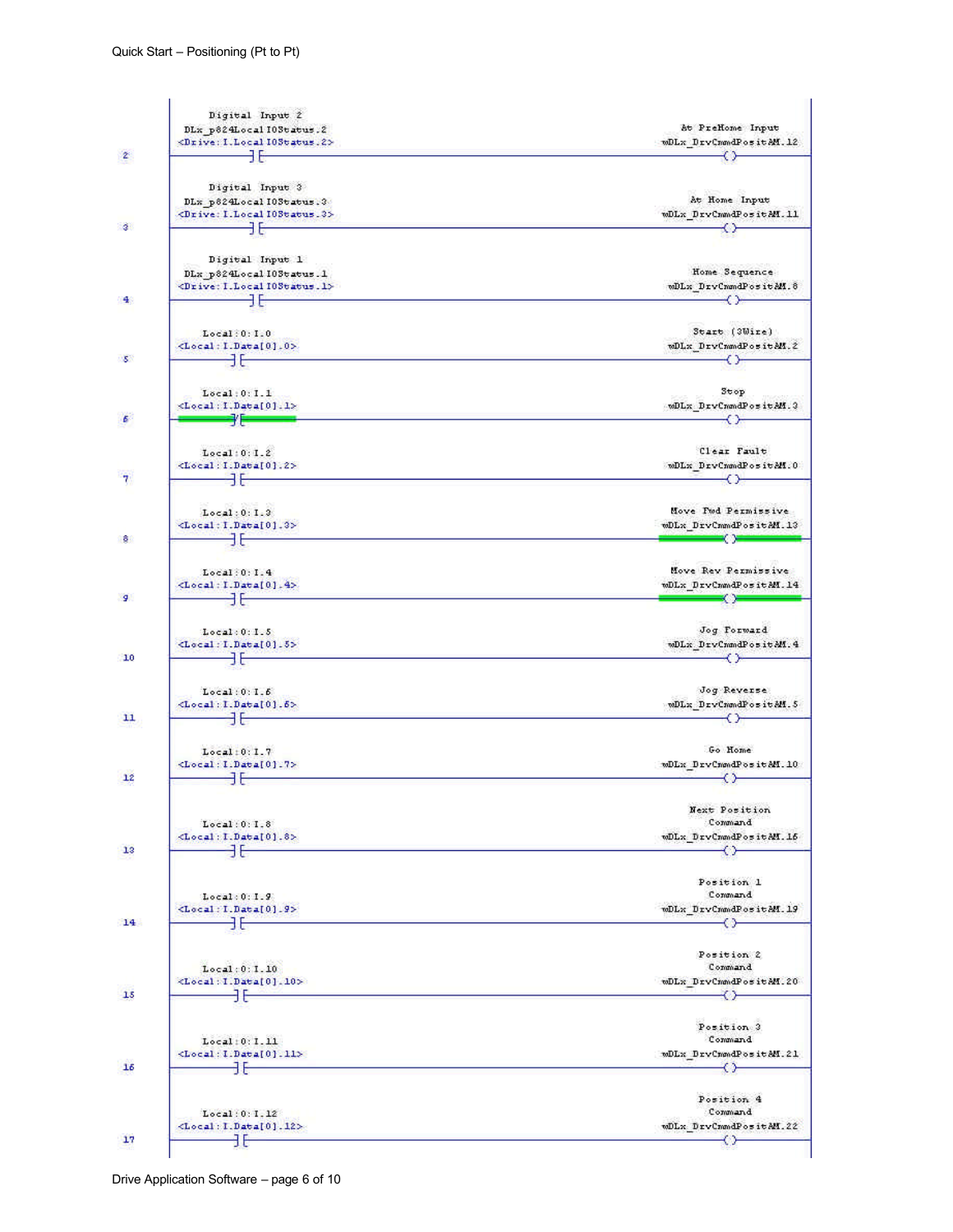| Rung | Input Description | Input Tag | Input Address | Instruction | Output Description | Output Tag |
|---|---|---|---|---|---|---|
| 2 | Digital Input 2 | DLx_p824LocalIOStatus.2 | <Drive:I.LocalIOStatus.2> | XIC | At PreHome Input | wDLx_DrvCmmdPositAM.12 |
| 3 | Digital Input 3 | DLx_p824LocalIOStatus.3 | <Drive:I.LocalIOStatus.3> | XIC | At Home Input | wDLx_DrvCmmdPositAM.11 |
| 4 | Digital Input 1 | DLx_p824LocalIOStatus.1 | <Drive:I.LocalIOStatus.1> | XIC | Home Sequence | wDLx_DrvCmmdPositAM.8 |
| 5 | | Local:0:I.0 | <Local:I.Data[0].0> | XIC | Start (3Wire) | wDLx_DrvCmmdPositAM.2 |
| 6 | | Local:0:I.1 | <Local:I.Data[0].1> | XIO | Stop | wDLx_DrvCmmdPositAM.3 |
| 7 | | Local:0:I.2 | <Local:I.Data[0].2> | XIC | Clear Fault | wDLx_DrvCmmdPositAM.0 |
| 8 | | Local:0:I.3 | <Local:I.Data[0].3> | XIC | Move Fwd Permissive | wDLx_DrvCmmdPositAM.13 |
| 9 | | Local:0:I.4 | <Local:I.Data[0].4> | XIC | Move Rev Permissive | wDLx_DrvCmmdPositAM.14 |
| 10 | | Local:0:I.5 | <Local:I.Data[0].5> | XIC | Jog Forward | wDLx_DrvCmmdPositAM.4 |
| 11 | | Local:0:I.6 | <Local:I.Data[0].6> | XIC | Jog Reverse | wDLx_DrvCmmdPositAM.5 |
| 12 | | Local:0:I.7 | <Local:I.Data[0].7> | XIC | Go Home | wDLx_DrvCmmdPositAM.10 |
| 13 | | Local:0:I.8 | <Local:I.Data[0].8> | XIC | Next Position Command | wDLx_DrvCmmdPositAM.16 |
| 14 | | Local:0:I.9 | <Local:I.Data[0].9> | XIC | Position 1 Command | wDLx_DrvCmmdPositAM.19 |
| 15 | | Local:0:I.10 | <Local:I.Data[0].10> | XIC | Position 2 Command | wDLx_DrvCmmdPositAM.20 |
| 16 | | Local:0:I.11 | <Local:I.Data[0].11> | XIC | Position 3 Command | wDLx_DrvCmmdPositAM.21 |
| 17 | | Local:0:I.12 | <Local:I.Data[0].12> | XIC | Position 4 Command | wDLx_DrvCmmdPositAM.22 |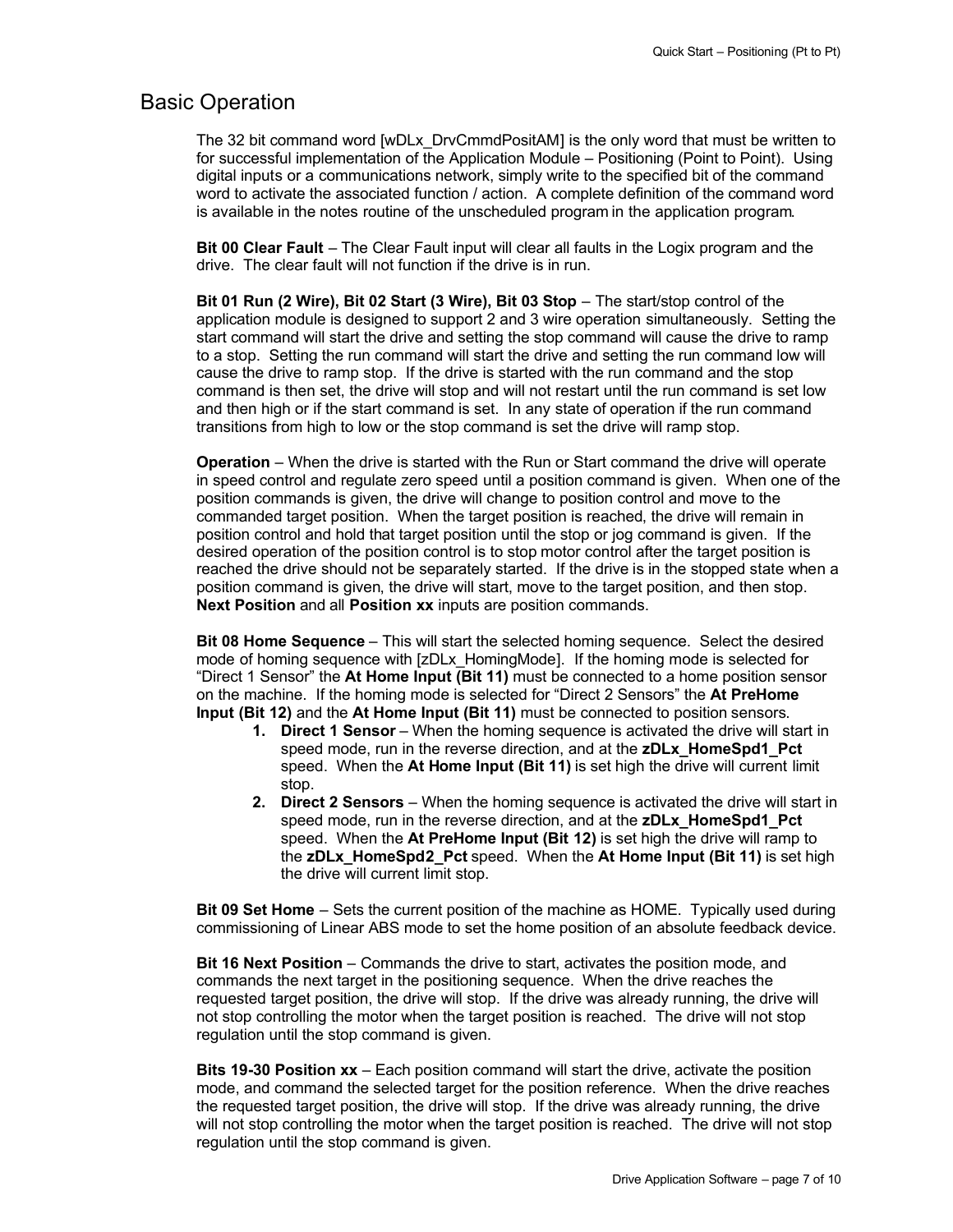## Basic Operation

The 32 bit command word [wDLx_DrvCmmdPositAM] is the only word that must be written to for successful implementation of the Application Module – Positioning (Point to Point). Using digital inputs or a communications network, simply write to the specified bit of the command word to activate the associated function / action. A complete definition of the command word is available in the notes routine of the unscheduled program in the application program.

**Bit 00 Clear Fault** – The Clear Fault input will clear all faults in the Logix program and the drive. The clear fault will not function if the drive is in run.

**Bit 01 Run (2 Wire), Bit 02 Start (3 Wire), Bit 03 Stop** – The start/stop control of the application module is designed to support 2 and 3 wire operation simultaneously. Setting the start command will start the drive and setting the stop command will cause the drive to ramp to a stop. Setting the run command will start the drive and setting the run command low will cause the drive to ramp stop. If the drive is started with the run command and the stop command is then set, the drive will stop and will not restart until the run command is set low and then high or if the start command is set. In any state of operation if the run command transitions from high to low or the stop command is set the drive will ramp stop.

**Operation** – When the drive is started with the Run or Start command the drive will operate in speed control and regulate zero speed until a position command is given. When one of the position commands is given, the drive will change to position control and move to the commanded target position. When the target position is reached, the drive will remain in position control and hold that target position until the stop or jog command is given. If the desired operation of the position control is to stop motor control after the target position is reached the drive should not be separately started. If the drive is in the stopped state when a position command is given, the drive will start, move to the target position, and then stop. **Next Position** and all **Position xx** inputs are position commands.

**Bit 08 Home Sequence** – This will start the selected homing sequence. Select the desired mode of homing sequence with [zDLx_HomingMode]. If the homing mode is selected for "Direct 1 Sensor" the **At Home Input (Bit 11)** must be connected to a home position sensor on the machine. If the homing mode is selected for "Direct 2 Sensors" the **At PreHome Input (Bit 12)** and the **At Home Input (Bit 11)** must be connected to position sensors.

1. **Direct 1 Sensor** – When the homing sequence is activated the drive will start in speed mode, run in the reverse direction, and at the **zDLx_HomeSpd1_Pct** speed. When the **At Home Input (Bit 11)** is set high the drive will current limit stop.
2. **Direct 2 Sensors** – When the homing sequence is activated the drive will start in speed mode, run in the reverse direction, and at the **zDLx_HomeSpd1_Pct** speed. When the **At PreHome Input (Bit 12)** is set high the drive will ramp to the **zDLx_HomeSpd2_Pct** speed. When the **At Home Input (Bit 11)** is set high the drive will current limit stop.

**Bit 09 Set Home** – Sets the current position of the machine as HOME. Typically used during commissioning of Linear ABS mode to set the home position of an absolute feedback device.

**Bit 16 Next Position** – Commands the drive to start, activates the position mode, and commands the next target in the positioning sequence. When the drive reaches the requested target position, the drive will stop. If the drive was already running, the drive will not stop controlling the motor when the target position is reached. The drive will not stop regulation until the stop command is given.

**Bits 19-30 Position xx** – Each position command will start the drive, activate the position mode, and command the selected target for the position reference. When the drive reaches the requested target position, the drive will stop. If the drive was already running, the drive will not stop controlling the motor when the target position is reached. The drive will not stop regulation until the stop command is given.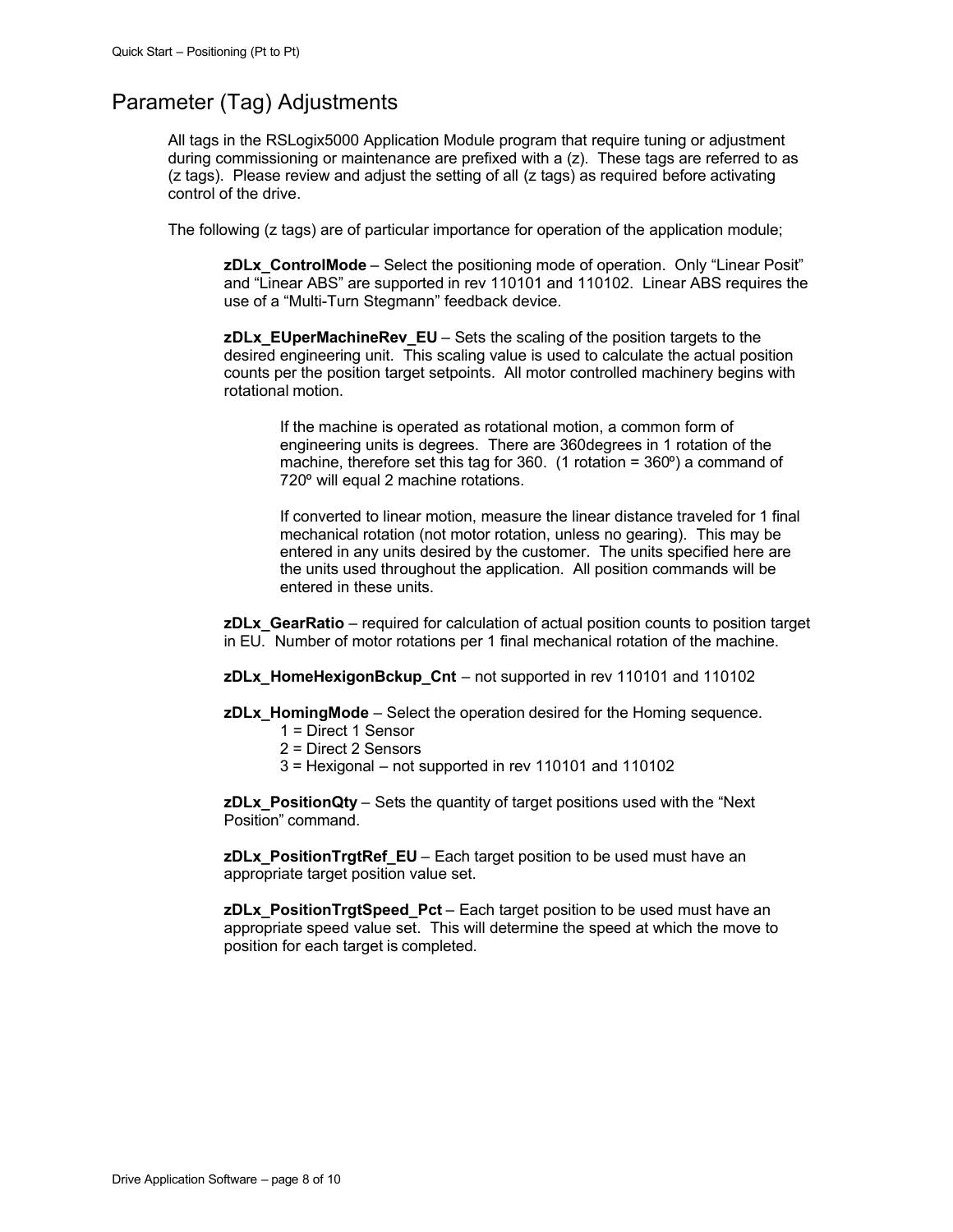# Parameter (Tag) Adjustments

All tags in the RSLogix5000 Application Module program that require tuning or adjustment during commissioning or maintenance are prefixed with a (z). These tags are referred to as (z tags). Please review and adjust the setting of all (z tags) as required before activating control of the drive.

The following (z tags) are of particular importance for operation of the application module;

**zDLx_ControlMode** – Select the positioning mode of operation. Only "Linear Posit" and "Linear ABS" are supported in rev 110101 and 110102. Linear ABS requires the use of a "Multi-Turn Stegmann" feedback device.

**zDLx_EUperMachineRev_EU** – Sets the scaling of the position targets to the desired engineering unit. This scaling value is used to calculate the actual position counts per the position target setpoints. All motor controlled machinery begins with rotational motion.

> If the machine is operated as rotational motion, a common form of engineering units is degrees. There are 360degrees in 1 rotation of the machine, therefore set this tag for 360. (1 rotation = 360º) a command of 720º will equal 2 machine rotations.
>
> If converted to linear motion, measure the linear distance traveled for 1 final mechanical rotation (not motor rotation, unless no gearing). This may be entered in any units desired by the customer. The units specified here are the units used throughout the application. All position commands will be entered in these units.

**zDLx_GearRatio** – required for calculation of actual position counts to position target in EU. Number of motor rotations per 1 final mechanical rotation of the machine.

**zDLx_HomeHexigonBckup_Cnt** – not supported in rev 110101 and 110102

**zDLx_HomingMode** – Select the operation desired for the Homing sequence.

- 1 = Direct 1 Sensor
- 2 = Direct 2 Sensors
- 3 = Hexigonal – not supported in rev 110101 and 110102

**zDLx_PositionQty** – Sets the quantity of target positions used with the "Next Position" command.

**zDLx_PositionTrgtRef_EU** – Each target position to be used must have an appropriate target position value set.

**zDLx_PositionTrgtSpeed_Pct** – Each target position to be used must have an appropriate speed value set. This will determine the speed at which the move to position for each target is completed.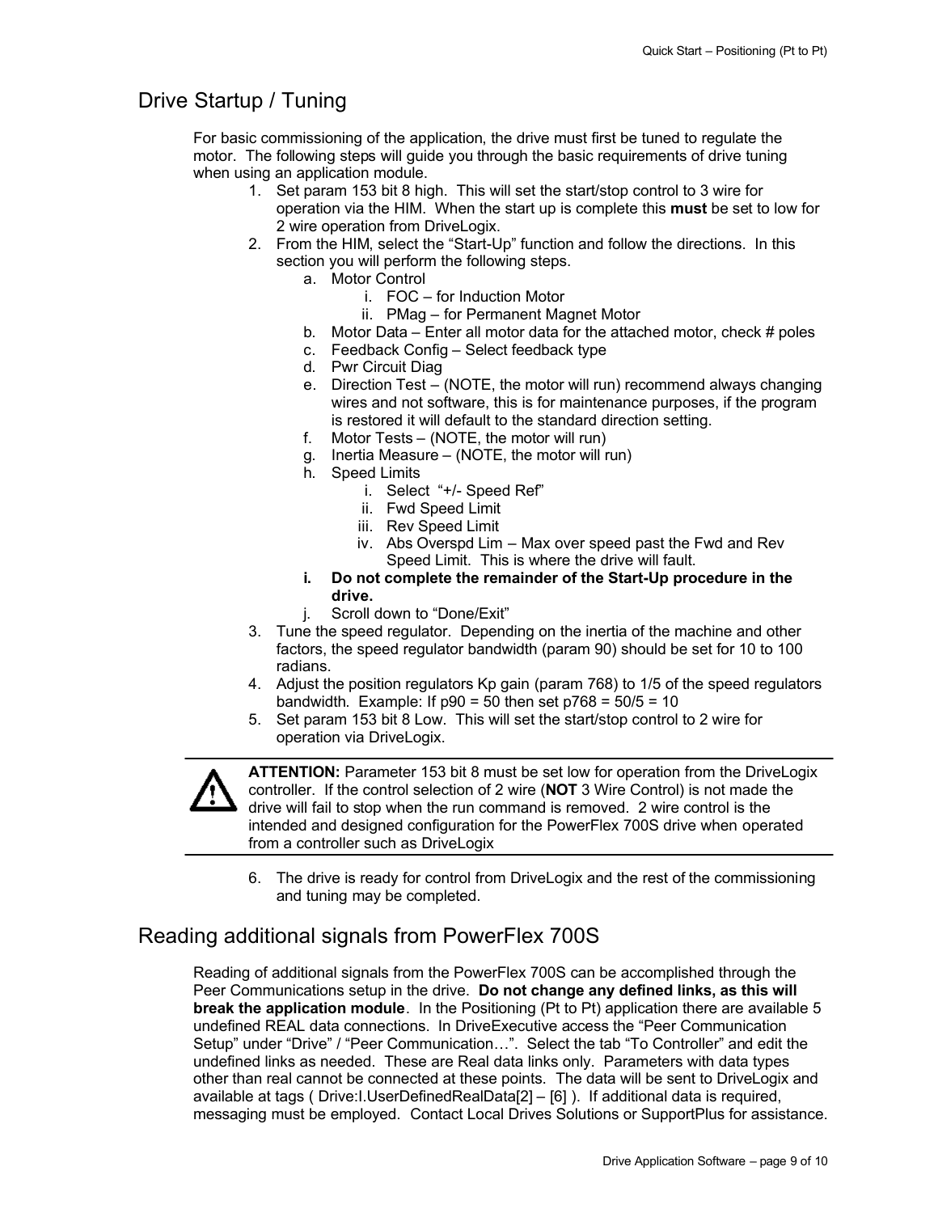## Drive Startup / Tuning

For basic commissioning of the application, the drive must first be tuned to regulate the motor. The following steps will guide you through the basic requirements of drive tuning when using an application module.

1. Set param 153 bit 8 high. This will set the start/stop control to 3 wire for operation via the HIM. When the start up is complete this **must** be set to low for 2 wire operation from DriveLogix.
2. From the HIM, select the "Start-Up" function and follow the directions. In this section you will perform the following steps.
   a. Motor Control
      i. FOC – for Induction Motor
      ii. PMag – for Permanent Magnet Motor
   b. Motor Data – Enter all motor data for the attached motor, check # poles
   c. Feedback Config – Select feedback type
   d. Pwr Circuit Diag
   e. Direction Test – (NOTE, the motor will run) recommend always changing wires and not software, this is for maintenance purposes, if the program is restored it will default to the standard direction setting.
   f. Motor Tests – (NOTE, the motor will run)
   g. Inertia Measure – (NOTE, the motor will run)
   h. Speed Limits
      i. Select "+/- Speed Ref"
      ii. Fwd Speed Limit
      iii. Rev Speed Limit
      iv. Abs Overspd Lim – Max over speed past the Fwd and Rev Speed Limit. This is where the drive will fault.
   **i. Do not complete the remainder of the Start-Up procedure in the drive.**
   j. Scroll down to "Done/Exit"
3. Tune the speed regulator. Depending on the inertia of the machine and other factors, the speed regulator bandwidth (param 90) should be set for 10 to 100 radians.
4. Adjust the position regulators Kp gain (param 768) to 1/5 of the speed regulators bandwidth. Example: If p90 = 50 then set p768 = 50/5 = 10
5. Set param 153 bit 8 Low. This will set the start/stop control to 2 wire for operation via DriveLogix.

---

⚠ **ATTENTION:** Parameter 153 bit 8 must be set low for operation from the DriveLogix controller. If the control selection of 2 wire (**NOT** 3 Wire Control) is not made the drive will fail to stop when the run command is removed. 2 wire control is the intended and designed configuration for the PowerFlex 700S drive when operated from a controller such as DriveLogix

---

6. The drive is ready for control from DriveLogix and the rest of the commissioning and tuning may be completed.

## Reading additional signals from PowerFlex 700S

Reading of additional signals from the PowerFlex 700S can be accomplished through the Peer Communications setup in the drive. **Do not change any defined links, as this will break the application module**. In the Positioning (Pt to Pt) application there are available 5 undefined REAL data connections. In DriveExecutive access the "Peer Communication Setup" under "Drive" / "Peer Communication…". Select the tab "To Controller" and edit the undefined links as needed. These are Real data links only. Parameters with data types other than real cannot be connected at these points. The data will be sent to DriveLogix and available at tags ( Drive:I.UserDefinedRealData[2] – [6] ). If additional data is required, messaging must be employed. Contact Local Drives Solutions or SupportPlus for assistance.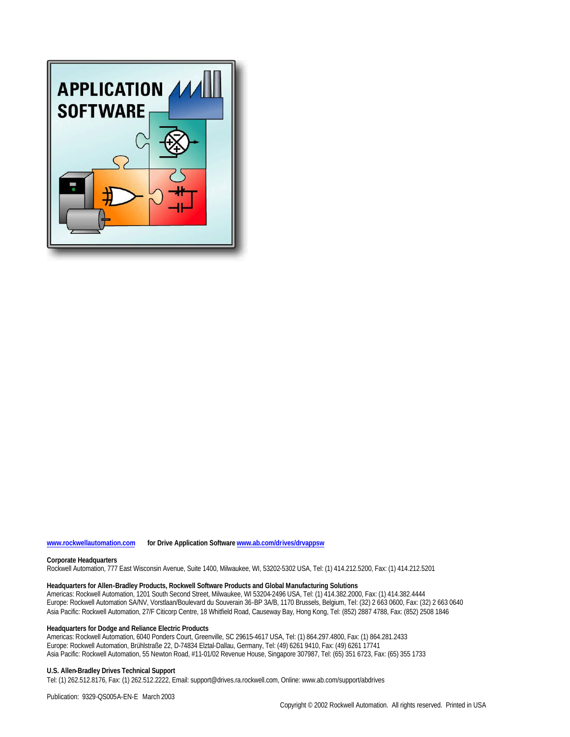www.rockwellautomation.com     **for Drive Application Software** www.ab.com/drives/drvappsw

**Corporate Headquarters**
Rockwell Automation, 777 East Wisconsin Avenue, Suite 1400, Milwaukee, WI, 53202-5302 USA, Tel: (1) 414.212.5200, Fax: (1) 414.212.5201

**Headquarters for Allen-Bradley Products, Rockwell Software Products and Global Manufacturing Solutions**
Americas: Rockwell Automation, 1201 South Second Street, Milwaukee, WI 53204-2496 USA, Tel: (1) 414.382.2000, Fax: (1) 414.382.4444
Europe: Rockwell Automation SA/NV, Vorstlaan/Boulevard du Souverain 36-BP 3A/B, 1170 Brussels, Belgium, Tel: (32) 2 663 0600, Fax: (32) 2 663 0640
Asia Pacific: Rockwell Automation, 27/F Citicorp Centre, 18 Whitfield Road, Causeway Bay, Hong Kong, Tel: (852) 2887 4788, Fax: (852) 2508 1846

**Headquarters for Dodge and Reliance Electric Products**
Americas: Rockwell Automation, 6040 Ponders Court, Greenville, SC 29615-4617 USA, Tel: (1) 864.297.4800, Fax: (1) 864.281.2433
Europe: Rockwell Automation, Brühlstraße 22, D-74834 Elztal-Dallau, Germany, Tel: (49) 6261 9410, Fax: (49) 6261 17741
Asia Pacific: Rockwell Automation, 55 Newton Road, #11-01/02 Revenue House, Singapore 307987, Tel: (65) 351 6723, Fax: (65) 355 1733

**U.S. Allen-Bradley Drives Technical Support**
Tel: (1) 262.512.8176, Fax: (1) 262.512.2222, Email: support@drives.ra.rockwell.com, Online: www.ab.com/support/abdrives

Publication: 9329-QS005A-EN-E March 2003

Copyright © 2002 Rockwell Automation. All rights reserved. Printed in USA